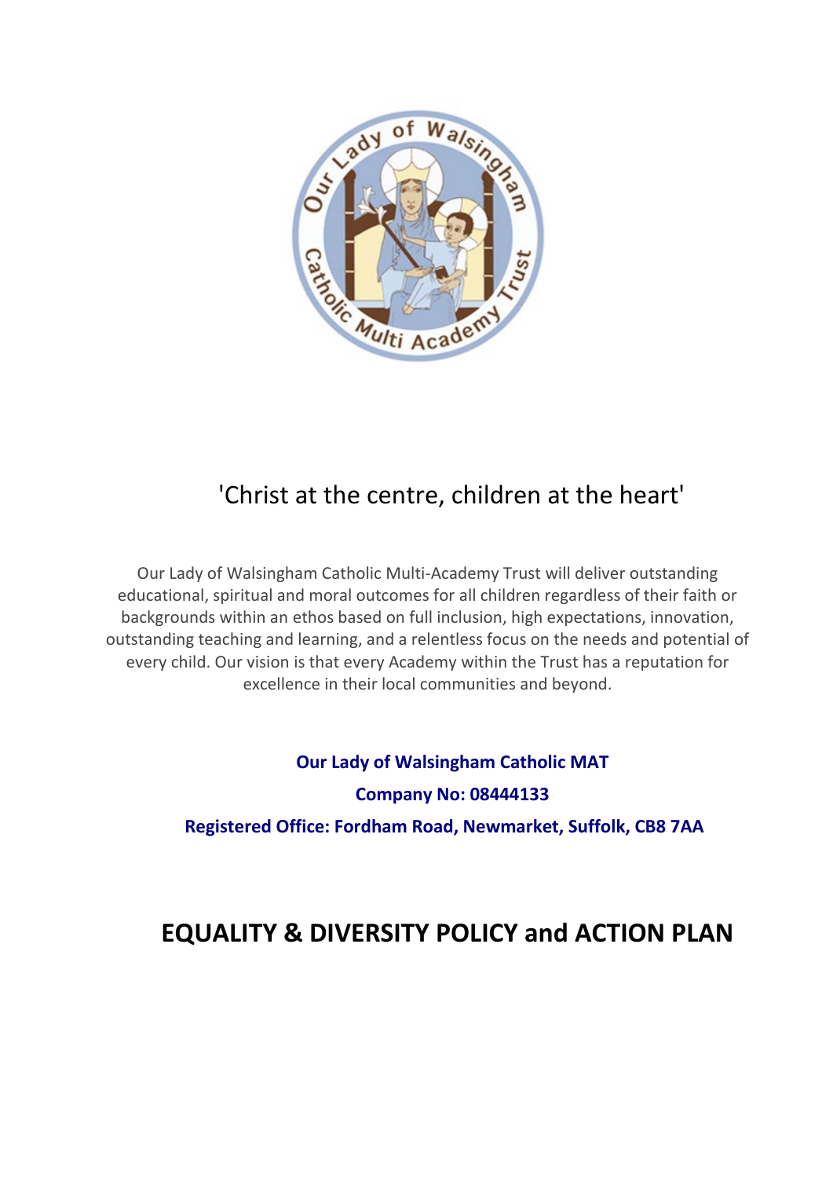'Christ at the centre, children at the heart'

Our Lady of Walsingham Catholic Multi-Academy Trust will deliver outstanding educational, spiritual and moral outcomes for all children regardless of their faith or backgrounds within an ethos based on full inclusion, high expectations, innovation, outstanding teaching and learning, and a relentless focus on the needs and potential of every child. Our vision is that every Academy within the Trust has a reputation for excellence in their local communities and beyond.

**Our Lady of Walsingham Catholic MAT**

**Company No: 08444133**

**Registered Office: Fordham Road, Newmarket, Suffolk, CB8 7AA**

# EQUALITY & DIVERSITY POLICY and ACTION PLAN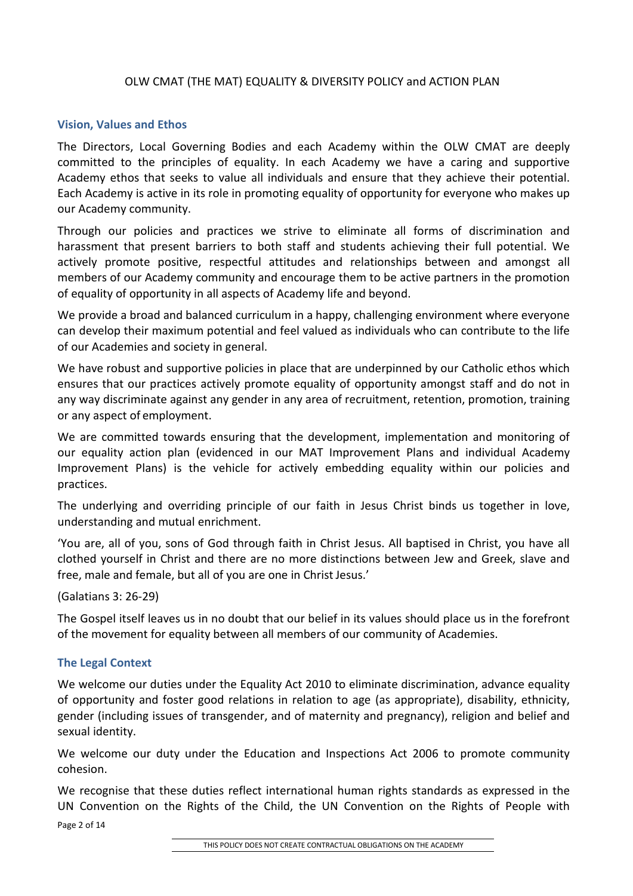OLW CMAT (THE MAT) EQUALITY & DIVERSITY POLICY and ACTION PLAN

## Vision, Values and Ethos

The Directors, Local Governing Bodies and each Academy within the OLW CMAT are deeply committed to the principles of equality. In each Academy we have a caring and supportive Academy ethos that seeks to value all individuals and ensure that they achieve their potential. Each Academy is active in its role in promoting equality of opportunity for everyone who makes up our Academy community.

Through our policies and practices we strive to eliminate all forms of discrimination and harassment that present barriers to both staff and students achieving their full potential. We actively promote positive, respectful attitudes and relationships between and amongst all members of our Academy community and encourage them to be active partners in the promotion of equality of opportunity in all aspects of Academy life and beyond.

We provide a broad and balanced curriculum in a happy, challenging environment where everyone can develop their maximum potential and feel valued as individuals who can contribute to the life of our Academies and society in general.

We have robust and supportive policies in place that are underpinned by our Catholic ethos which ensures that our practices actively promote equality of opportunity amongst staff and do not in any way discriminate against any gender in any area of recruitment, retention, promotion, training or any aspect of employment.

We are committed towards ensuring that the development, implementation and monitoring of our equality action plan (evidenced in our MAT Improvement Plans and individual Academy Improvement Plans) is the vehicle for actively embedding equality within our policies and practices.

The underlying and overriding principle of our faith in Jesus Christ binds us together in love, understanding and mutual enrichment.

'You are, all of you, sons of God through faith in Christ Jesus. All baptised in Christ, you have all clothed yourself in Christ and there are no more distinctions between Jew and Greek, slave and free, male and female, but all of you are one in Christ Jesus.'

(Galatians 3: 26-29)

The Gospel itself leaves us in no doubt that our belief in its values should place us in the forefront of the movement for equality between all members of our community of Academies.

## The Legal Context

We welcome our duties under the Equality Act 2010 to eliminate discrimination, advance equality of opportunity and foster good relations in relation to age (as appropriate), disability, ethnicity, gender (including issues of transgender, and of maternity and pregnancy), religion and belief and sexual identity.

We welcome our duty under the Education and Inspections Act 2006 to promote community cohesion.

We recognise that these duties reflect international human rights standards as expressed in the UN Convention on the Rights of the Child, the UN Convention on the Rights of People with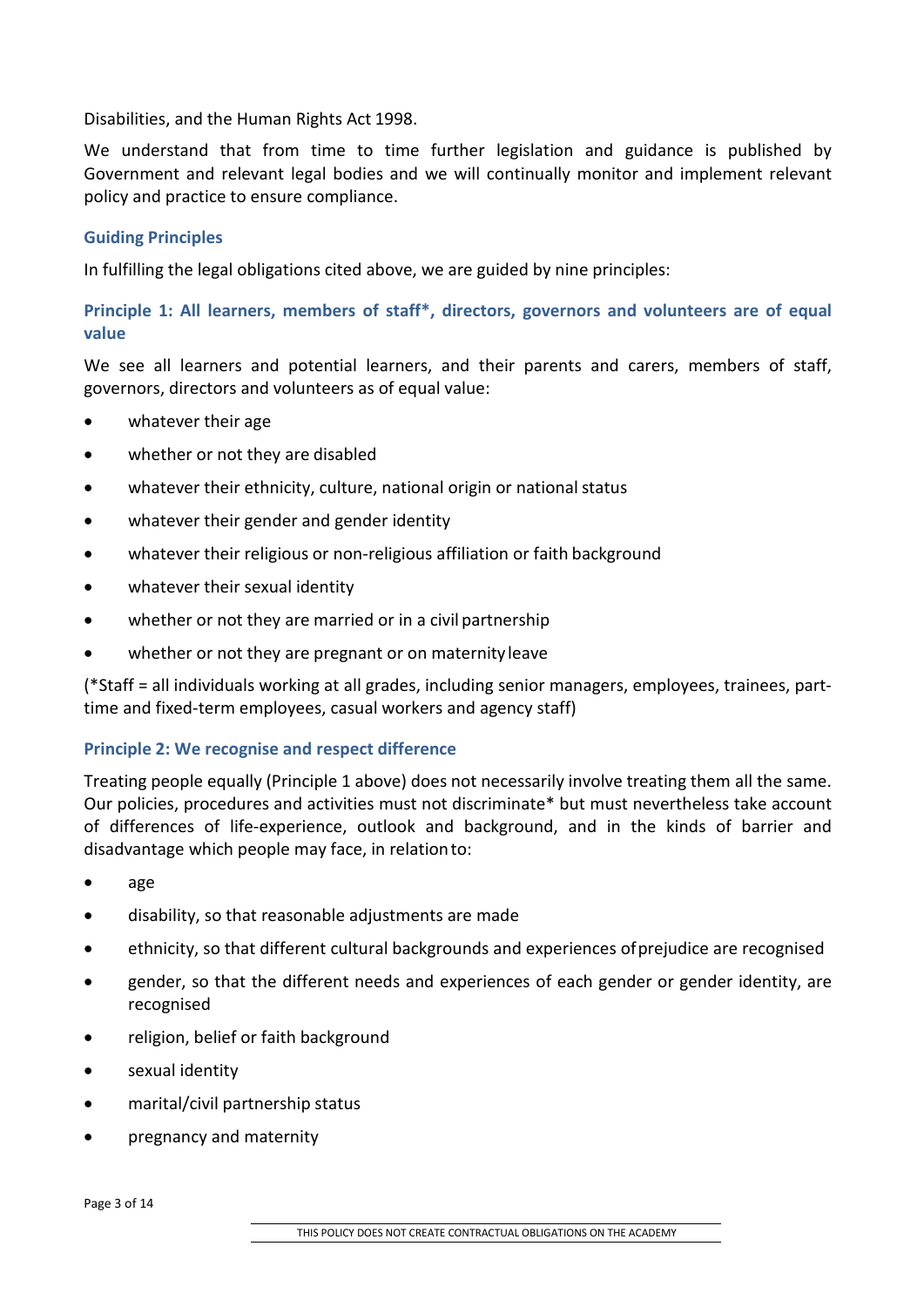Disabilities, and the Human Rights Act 1998.

We understand that from time to time further legislation and guidance is published by Government and relevant legal bodies and we will continually monitor and implement relevant policy and practice to ensure compliance.

### Guiding Principles

In fulfilling the legal obligations cited above, we are guided by nine principles:

#### Principle 1: All learners, members of staff*, directors, governors and volunteers are of equal value

We see all learners and potential learners, and their parents and carers, members of staff, governors, directors and volunteers as of equal value:

- whatever their age
- whether or not they are disabled
- whatever their ethnicity, culture, national origin or national status
- whatever their gender and gender identity
- whatever their religious or non-religious affiliation or faith background
- whatever their sexual identity
- whether or not they are married or in a civil partnership
- whether or not they are pregnant or on maternity leave

(*Staff = all individuals working at all grades, including senior managers, employees, trainees, part-time and fixed-term employees, casual workers and agency staff)

#### Principle 2: We recognise and respect difference

Treating people equally (Principle 1 above) does not necessarily involve treating them all the same. Our policies, procedures and activities must not discriminate* but must nevertheless take account of differences of life-experience, outlook and background, and in the kinds of barrier and disadvantage which people may face, in relation to:

- age
- disability, so that reasonable adjustments are made
- ethnicity, so that different cultural backgrounds and experiences of prejudice are recognised
- gender, so that the different needs and experiences of each gender or gender identity, are recognised
- religion, belief or faith background
- sexual identity
- marital/civil partnership status
- pregnancy and maternity

THIS POLICY DOES NOT CREATE CONTRACTUAL OBLIGATIONS ON THE ACADEMY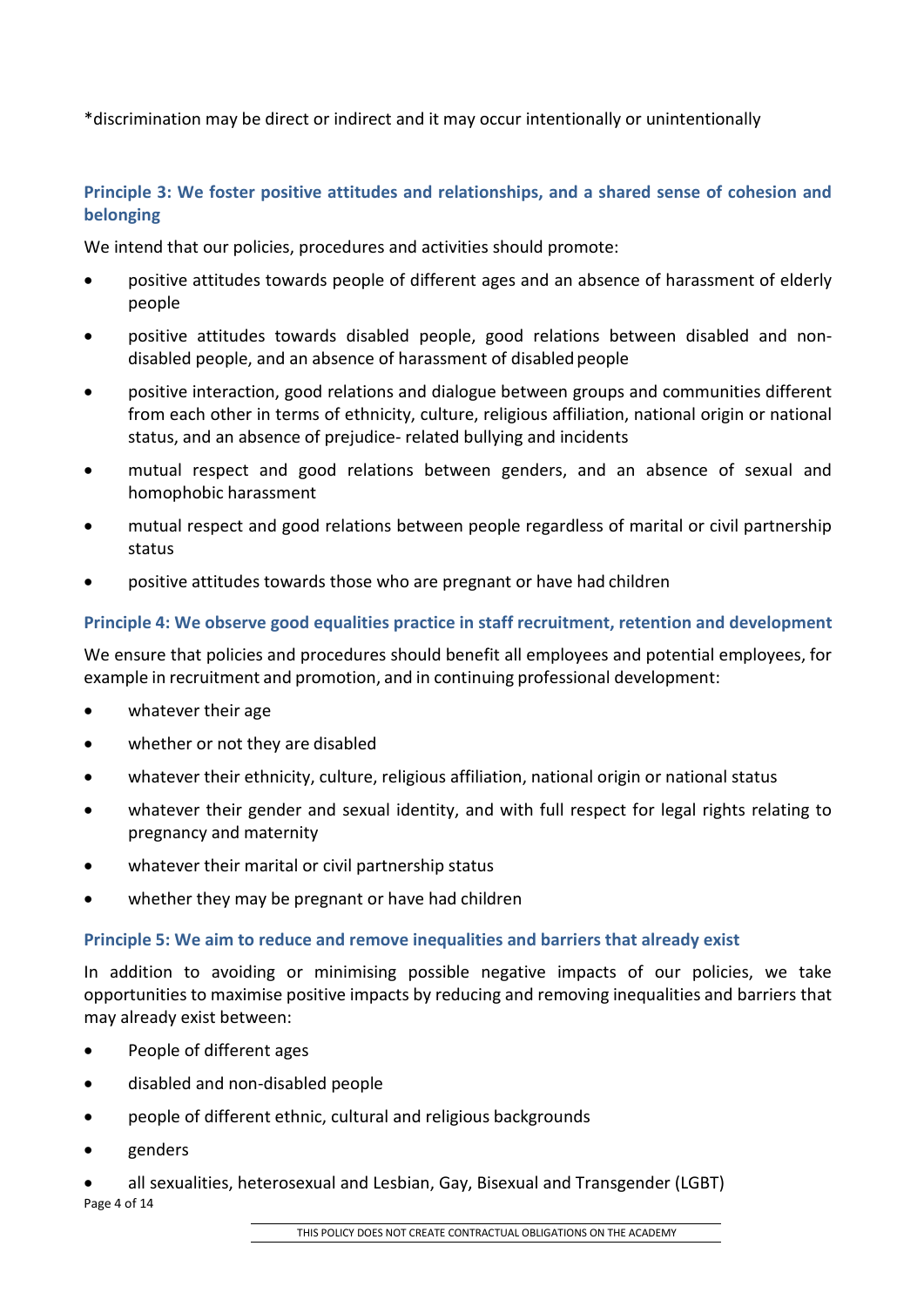*discrimination may be direct or indirect and it may occur intentionally or unintentionally

### Principle 3: We foster positive attitudes and relationships, and a shared sense of cohesion and belonging

We intend that our policies, procedures and activities should promote:

- positive attitudes towards people of different ages and an absence of harassment of elderly people
- positive attitudes towards disabled people, good relations between disabled and non-disabled people, and an absence of harassment of disabled people
- positive interaction, good relations and dialogue between groups and communities different from each other in terms of ethnicity, culture, religious affiliation, national origin or national status, and an absence of prejudice- related bullying and incidents
- mutual respect and good relations between genders, and an absence of sexual and homophobic harassment
- mutual respect and good relations between people regardless of marital or civil partnership status
- positive attitudes towards those who are pregnant or have had children

### Principle 4: We observe good equalities practice in staff recruitment, retention and development

We ensure that policies and procedures should benefit all employees and potential employees, for example in recruitment and promotion, and in continuing professional development:

- whatever their age
- whether or not they are disabled
- whatever their ethnicity, culture, religious affiliation, national origin or national status
- whatever their gender and sexual identity, and with full respect for legal rights relating to pregnancy and maternity
- whatever their marital or civil partnership status
- whether they may be pregnant or have had children

### Principle 5: We aim to reduce and remove inequalities and barriers that already exist

In addition to avoiding or minimising possible negative impacts of our policies, we take opportunities to maximise positive impacts by reducing and removing inequalities and barriers that may already exist between:

- People of different ages
- disabled and non-disabled people
- people of different ethnic, cultural and religious backgrounds
- genders
- all sexualities, heterosexual and Lesbian, Gay, Bisexual and Transgender (LGBT)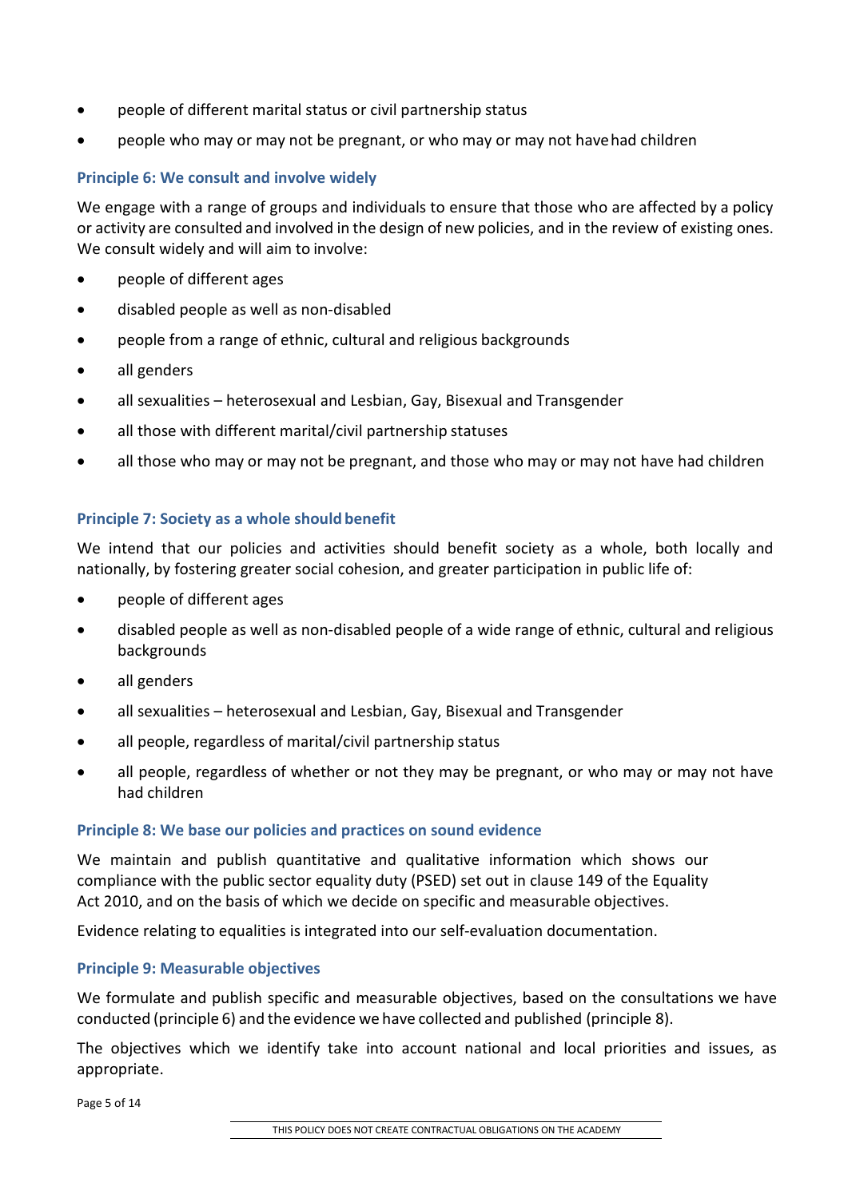- people of different marital status or civil partnership status
- people who may or may not be pregnant, or who may or may not have had children

### Principle 6: We consult and involve widely

We engage with a range of groups and individuals to ensure that those who are affected by a policy or activity are consulted and involved in the design of new policies, and in the review of existing ones. We consult widely and will aim to involve:

- people of different ages
- disabled people as well as non-disabled
- people from a range of ethnic, cultural and religious backgrounds
- all genders
- all sexualities – heterosexual and Lesbian, Gay, Bisexual and Transgender
- all those with different marital/civil partnership statuses
- all those who may or may not be pregnant, and those who may or may not have had children

### Principle 7: Society as a whole should benefit

We intend that our policies and activities should benefit society as a whole, both locally and nationally, by fostering greater social cohesion, and greater participation in public life of:

- people of different ages
- disabled people as well as non-disabled people of a wide range of ethnic, cultural and religious backgrounds
- all genders
- all sexualities – heterosexual and Lesbian, Gay, Bisexual and Transgender
- all people, regardless of marital/civil partnership status
- all people, regardless of whether or not they may be pregnant, or who may or may not have had children

### Principle 8: We base our policies and practices on sound evidence

We maintain and publish quantitative and qualitative information which shows our compliance with the public sector equality duty (PSED) set out in clause 149 of the Equality Act 2010, and on the basis of which we decide on specific and measurable objectives.

Evidence relating to equalities is integrated into our self-evaluation documentation.

### Principle 9: Measurable objectives

We formulate and publish specific and measurable objectives, based on the consultations we have conducted (principle 6) and the evidence we have collected and published (principle 8).

The objectives which we identify take into account national and local priorities and issues, as appropriate.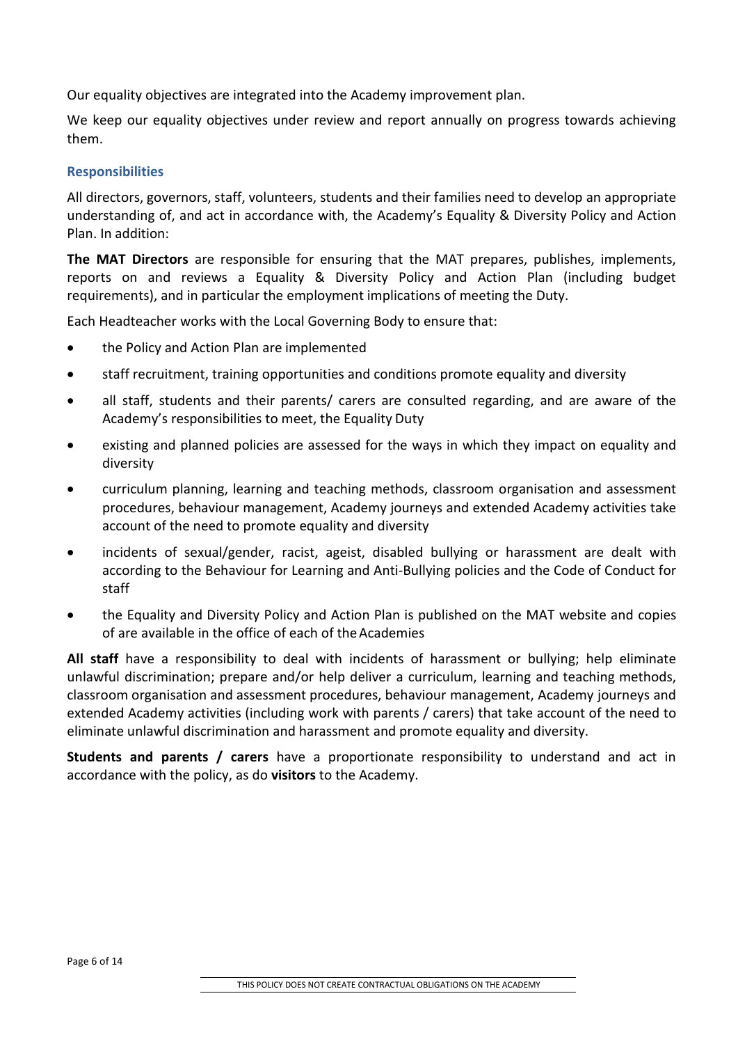Our equality objectives are integrated into the Academy improvement plan.

We keep our equality objectives under review and report annually on progress towards achieving them.

### Responsibilities

All directors, governors, staff, volunteers, students and their families need to develop an appropriate understanding of, and act in accordance with, the Academy's Equality & Diversity Policy and Action Plan. In addition:

**The MAT Directors** are responsible for ensuring that the MAT prepares, publishes, implements, reports on and reviews a Equality & Diversity Policy and Action Plan (including budget requirements), and in particular the employment implications of meeting the Duty.

Each Headteacher works with the Local Governing Body to ensure that:

- the Policy and Action Plan are implemented
- staff recruitment, training opportunities and conditions promote equality and diversity
- all staff, students and their parents/ carers are consulted regarding, and are aware of the Academy's responsibilities to meet, the Equality Duty
- existing and planned policies are assessed for the ways in which they impact on equality and diversity
- curriculum planning, learning and teaching methods, classroom organisation and assessment procedures, behaviour management, Academy journeys and extended Academy activities take account of the need to promote equality and diversity
- incidents of sexual/gender, racist, ageist, disabled bullying or harassment are dealt with according to the Behaviour for Learning and Anti-Bullying policies and the Code of Conduct for staff
- the Equality and Diversity Policy and Action Plan is published on the MAT website and copies of are available in the office of each of the Academies

**All staff** have a responsibility to deal with incidents of harassment or bullying; help eliminate unlawful discrimination; prepare and/or help deliver a curriculum, learning and teaching methods, classroom organisation and assessment procedures, behaviour management, Academy journeys and extended Academy activities (including work with parents / carers) that take account of the need to eliminate unlawful discrimination and harassment and promote equality and diversity.

**Students and parents / carers** have a proportionate responsibility to understand and act in accordance with the policy, as do **visitors** to the Academy.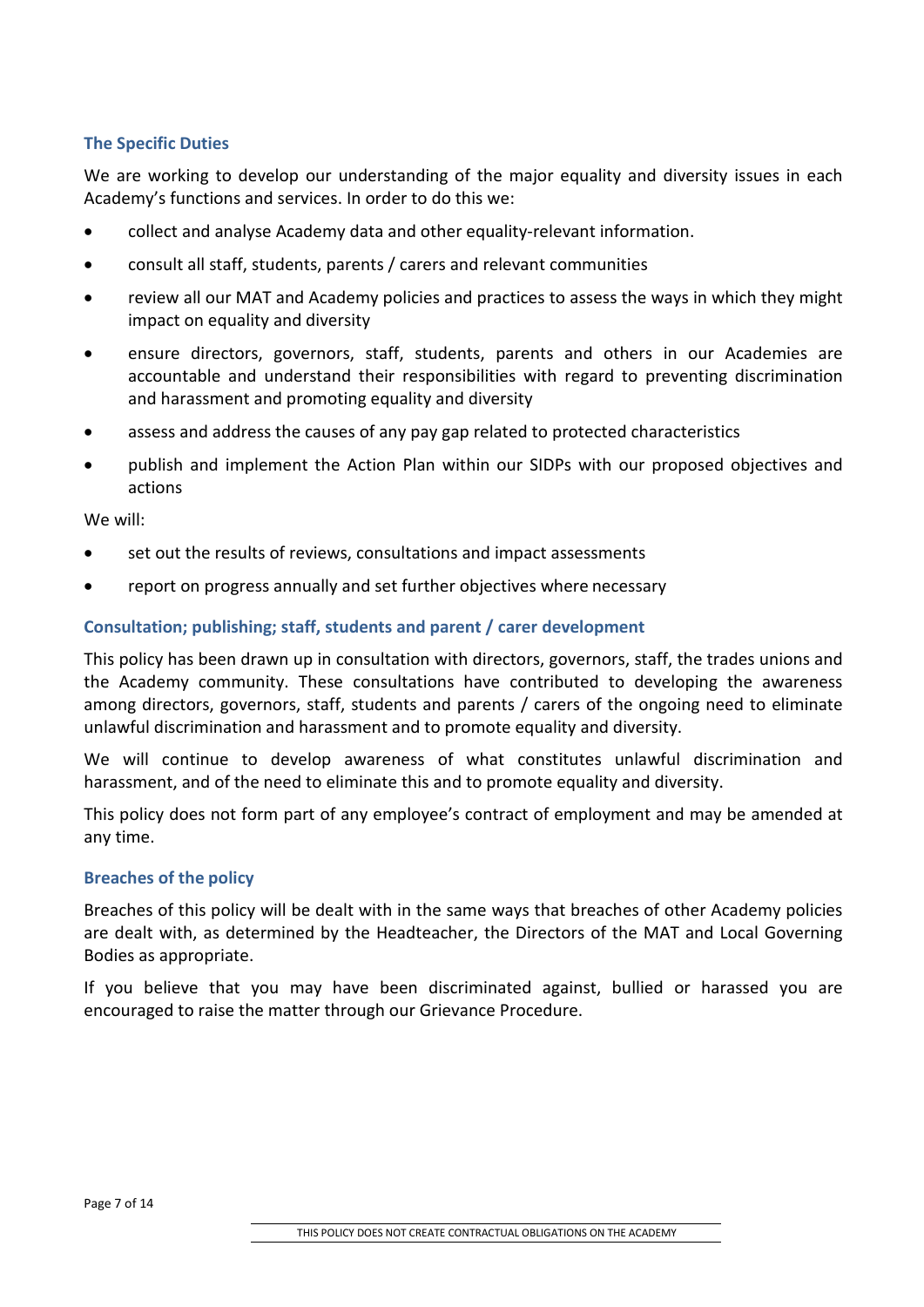### The Specific Duties

We are working to develop our understanding of the major equality and diversity issues in each Academy's functions and services. In order to do this we:

- collect and analyse Academy data and other equality-relevant information.
- consult all staff, students, parents / carers and relevant communities
- review all our MAT and Academy policies and practices to assess the ways in which they might impact on equality and diversity
- ensure directors, governors, staff, students, parents and others in our Academies are accountable and understand their responsibilities with regard to preventing discrimination and harassment and promoting equality and diversity
- assess and address the causes of any pay gap related to protected characteristics
- publish and implement the Action Plan within our SIDPs with our proposed objectives and actions

We will:

- set out the results of reviews, consultations and impact assessments
- report on progress annually and set further objectives where necessary

### Consultation; publishing; staff, students and parent / carer development

This policy has been drawn up in consultation with directors, governors, staff, the trades unions and the Academy community. These consultations have contributed to developing the awareness among directors, governors, staff, students and parents / carers of the ongoing need to eliminate unlawful discrimination and harassment and to promote equality and diversity.

We will continue to develop awareness of what constitutes unlawful discrimination and harassment, and of the need to eliminate this and to promote equality and diversity.

This policy does not form part of any employee's contract of employment and may be amended at any time.

### Breaches of the policy

Breaches of this policy will be dealt with in the same ways that breaches of other Academy policies are dealt with, as determined by the Headteacher, the Directors of the MAT and Local Governing Bodies as appropriate.

If you believe that you may have been discriminated against, bullied or harassed you are encouraged to raise the matter through our Grievance Procedure.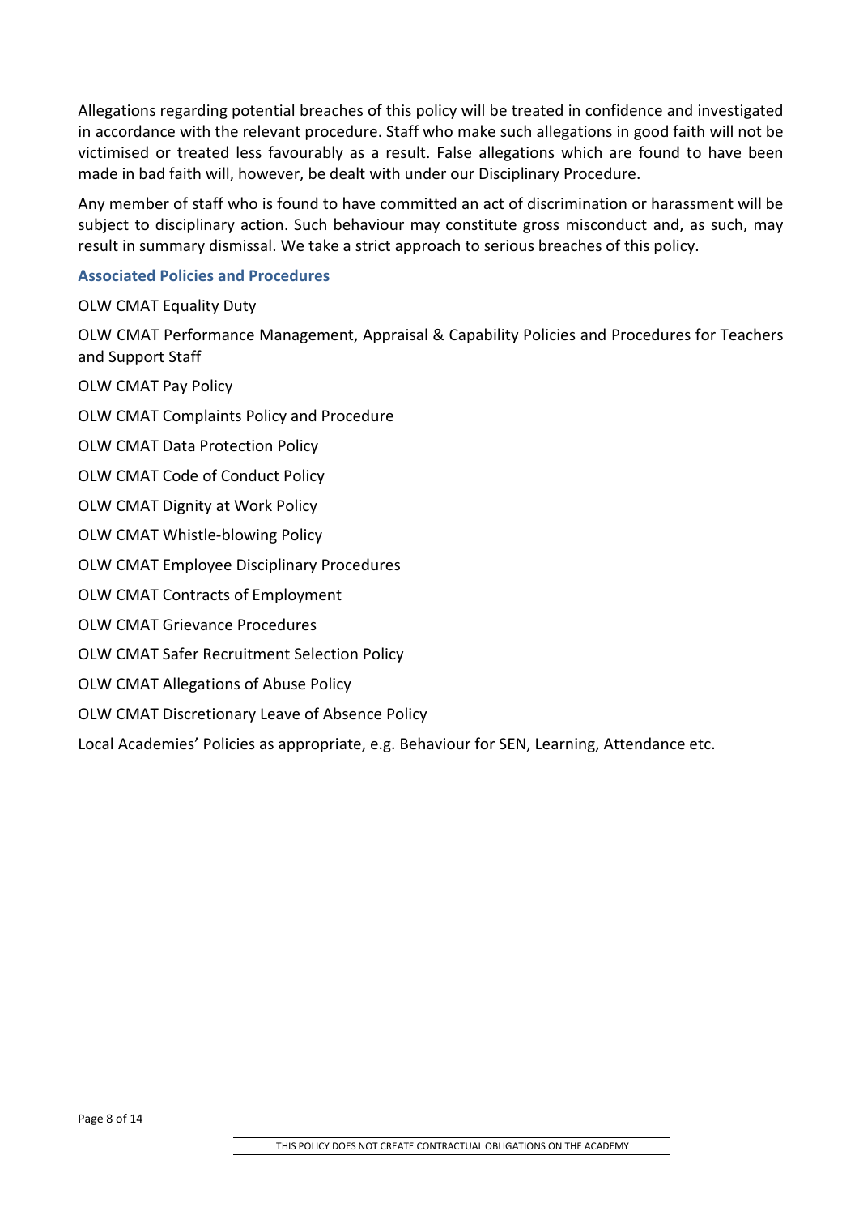Allegations regarding potential breaches of this policy will be treated in confidence and investigated in accordance with the relevant procedure. Staff who make such allegations in good faith will not be victimised or treated less favourably as a result. False allegations which are found to have been made in bad faith will, however, be dealt with under our Disciplinary Procedure.

Any member of staff who is found to have committed an act of discrimination or harassment will be subject to disciplinary action. Such behaviour may constitute gross misconduct and, as such, may result in summary dismissal. We take a strict approach to serious breaches of this policy.

### Associated Policies and Procedures

OLW CMAT Equality Duty

OLW CMAT Performance Management, Appraisal & Capability Policies and Procedures for Teachers and Support Staff

OLW CMAT Pay Policy

OLW CMAT Complaints Policy and Procedure

OLW CMAT Data Protection Policy

OLW CMAT Code of Conduct Policy

OLW CMAT Dignity at Work Policy

OLW CMAT Whistle-blowing Policy

OLW CMAT Employee Disciplinary Procedures

OLW CMAT Contracts of Employment

OLW CMAT Grievance Procedures

OLW CMAT Safer Recruitment Selection Policy

OLW CMAT Allegations of Abuse Policy

OLW CMAT Discretionary Leave of Absence Policy

Local Academies' Policies as appropriate, e.g. Behaviour for SEN, Learning, Attendance etc.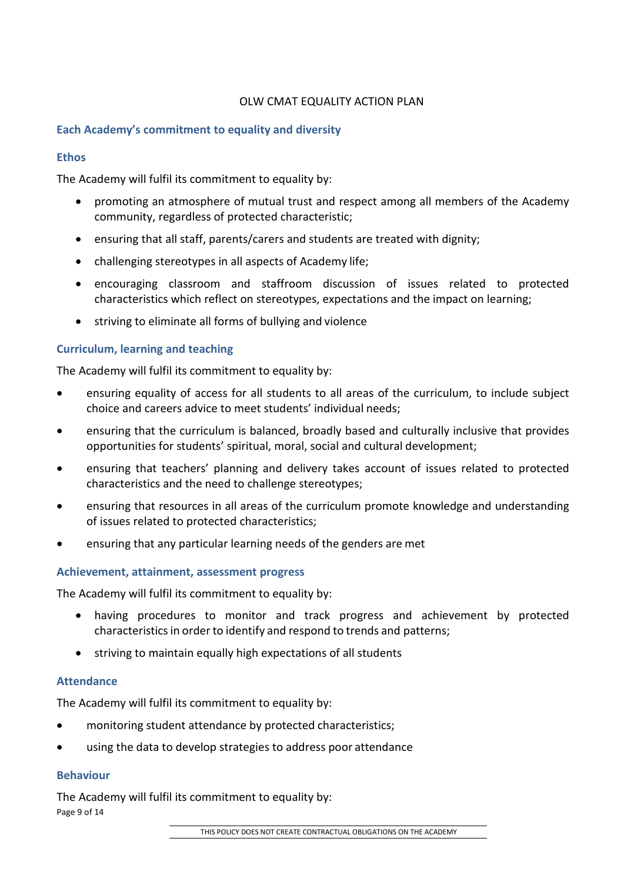OLW CMAT EQUALITY ACTION PLAN

## Each Academy's commitment to equality and diversity

### Ethos

The Academy will fulfil its commitment to equality by:

- promoting an atmosphere of mutual trust and respect among all members of the Academy community, regardless of protected characteristic;
- ensuring that all staff, parents/carers and students are treated with dignity;
- challenging stereotypes in all aspects of Academy life;
- encouraging classroom and staffroom discussion of issues related to protected characteristics which reflect on stereotypes, expectations and the impact on learning;
- striving to eliminate all forms of bullying and violence

### Curriculum, learning and teaching

The Academy will fulfil its commitment to equality by:

- ensuring equality of access for all students to all areas of the curriculum, to include subject choice and careers advice to meet students' individual needs;
- ensuring that the curriculum is balanced, broadly based and culturally inclusive that provides opportunities for students' spiritual, moral, social and cultural development;
- ensuring that teachers' planning and delivery takes account of issues related to protected characteristics and the need to challenge stereotypes;
- ensuring that resources in all areas of the curriculum promote knowledge and understanding of issues related to protected characteristics;
- ensuring that any particular learning needs of the genders are met

### Achievement, attainment, assessment progress

The Academy will fulfil its commitment to equality by:

- having procedures to monitor and track progress and achievement by protected characteristics in order to identify and respond to trends and patterns;
- striving to maintain equally high expectations of all students

### Attendance

The Academy will fulfil its commitment to equality by:

- monitoring student attendance by protected characteristics;
- using the data to develop strategies to address poor attendance

### Behaviour

The Academy will fulfil its commitment to equality by: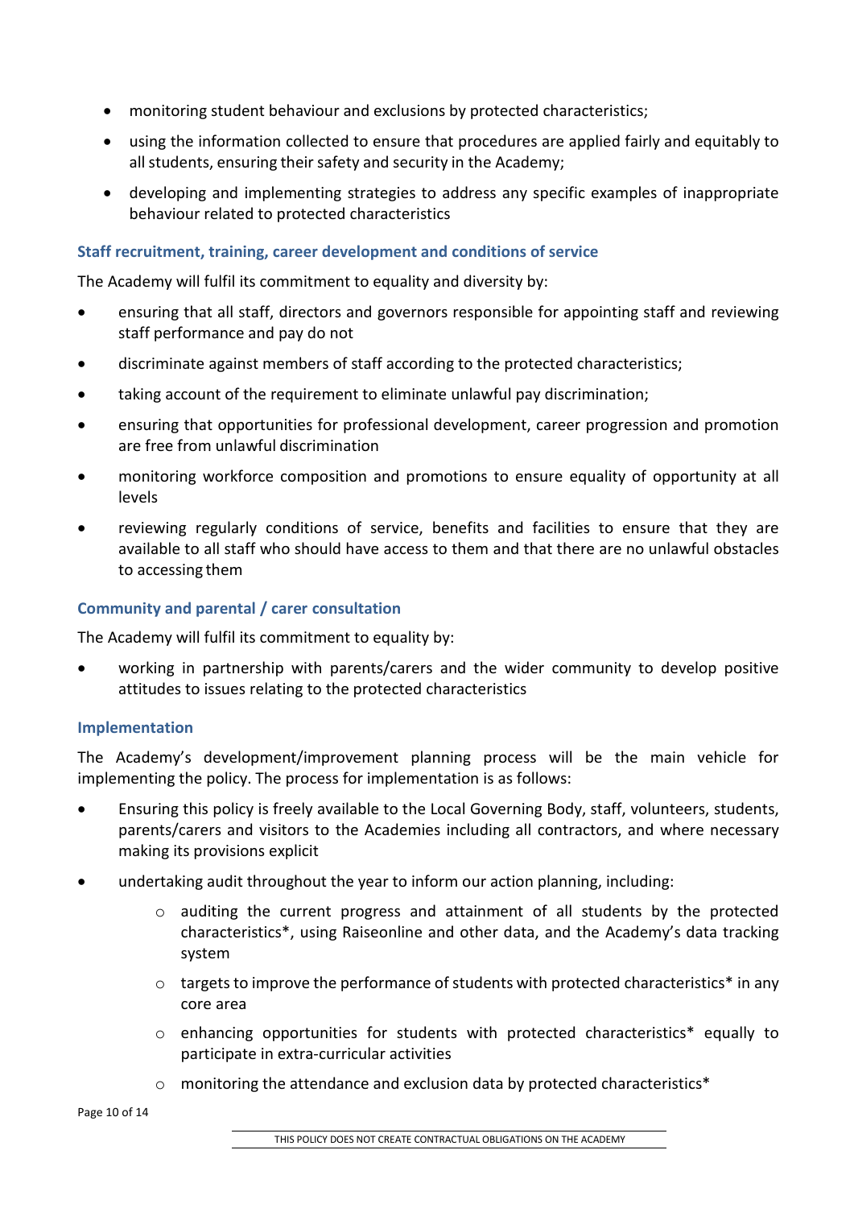- monitoring student behaviour and exclusions by protected characteristics;
- using the information collected to ensure that procedures are applied fairly and equitably to all students, ensuring their safety and security in the Academy;
- developing and implementing strategies to address any specific examples of inappropriate behaviour related to protected characteristics

### Staff recruitment, training, career development and conditions of service

The Academy will fulfil its commitment to equality and diversity by:

- ensuring that all staff, directors and governors responsible for appointing staff and reviewing staff performance and pay do not
- discriminate against members of staff according to the protected characteristics;
- taking account of the requirement to eliminate unlawful pay discrimination;
- ensuring that opportunities for professional development, career progression and promotion are free from unlawful discrimination
- monitoring workforce composition and promotions to ensure equality of opportunity at all levels
- reviewing regularly conditions of service, benefits and facilities to ensure that they are available to all staff who should have access to them and that there are no unlawful obstacles to accessing them

### Community and parental / carer consultation

The Academy will fulfil its commitment to equality by:

- working in partnership with parents/carers and the wider community to develop positive attitudes to issues relating to the protected characteristics

### Implementation

The Academy's development/improvement planning process will be the main vehicle for implementing the policy. The process for implementation is as follows:

- Ensuring this policy is freely available to the Local Governing Body, staff, volunteers, students, parents/carers and visitors to the Academies including all contractors, and where necessary making its provisions explicit
- undertaking audit throughout the year to inform our action planning, including:
    - auditing the current progress and attainment of all students by the protected characteristics*, using Raiseonline and other data, and the Academy's data tracking system
    - targets to improve the performance of students with protected characteristics* in any core area
    - enhancing opportunities for students with protected characteristics* equally to participate in extra-curricular activities
    - monitoring the attendance and exclusion data by protected characteristics*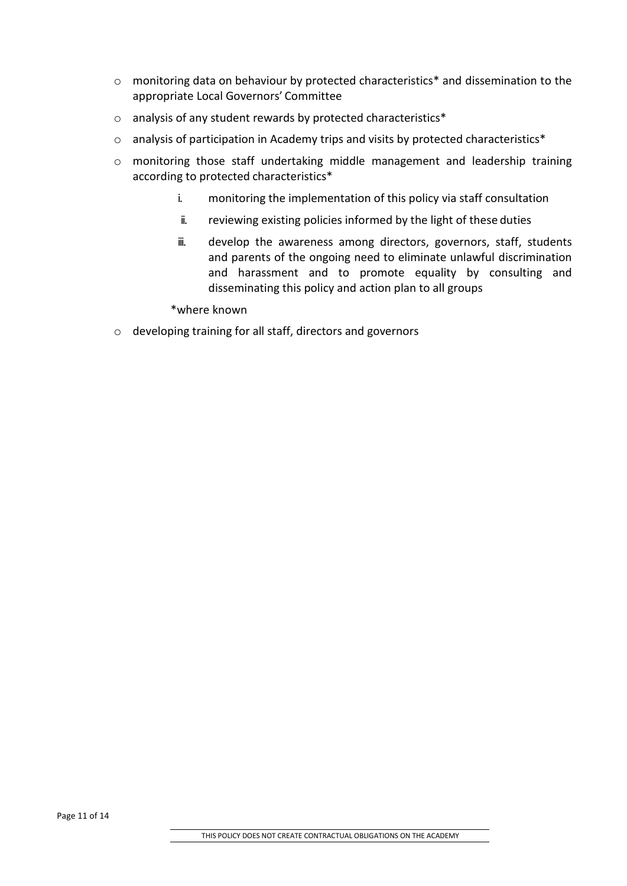- monitoring data on behaviour by protected characteristics* and dissemination to the appropriate Local Governors' Committee
- analysis of any student rewards by protected characteristics*
- analysis of participation in Academy trips and visits by protected characteristics*
- monitoring those staff undertaking middle management and leadership training according to protected characteristics*
    i. monitoring the implementation of this policy via staff consultation
    ii. reviewing existing policies informed by the light of these duties
    iii. develop the awareness among directors, governors, staff, students and parents of the ongoing need to eliminate unlawful discrimination and harassment and to promote equality by consulting and disseminating this policy and action plan to all groups

    *where known
- developing training for all staff, directors and governors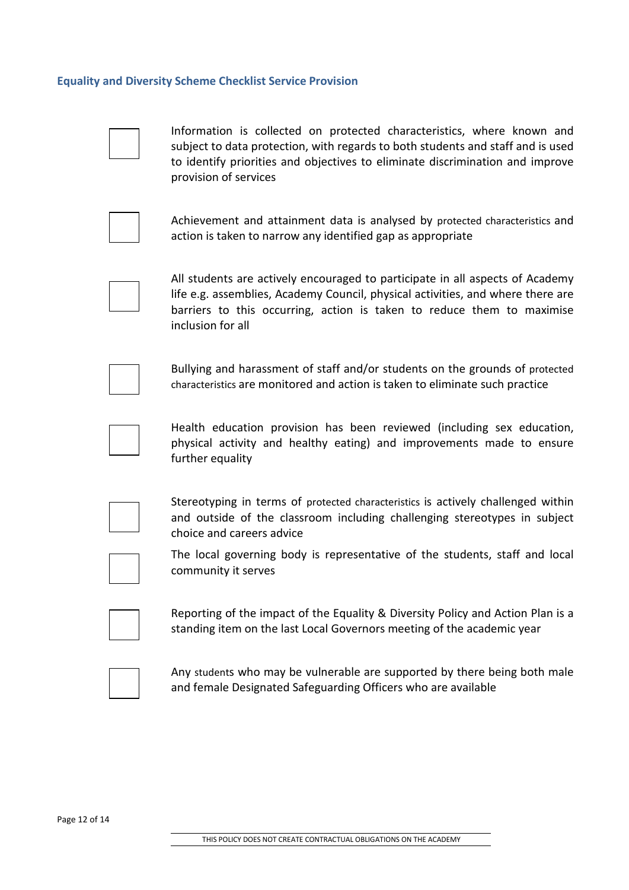## Equality and Diversity Scheme Checklist Service Provision

- [ ] Information is collected on protected characteristics, where known and subject to data protection, with regards to both students and staff and is used to identify priorities and objectives to eliminate discrimination and improve provision of services
- [ ] Achievement and attainment data is analysed by protected characteristics and action is taken to narrow any identified gap as appropriate
- [ ] All students are actively encouraged to participate in all aspects of Academy life e.g. assemblies, Academy Council, physical activities, and where there are barriers to this occurring, action is taken to reduce them to maximise inclusion for all
- [ ] Bullying and harassment of staff and/or students on the grounds of protected characteristics are monitored and action is taken to eliminate such practice
- [ ] Health education provision has been reviewed (including sex education, physical activity and healthy eating) and improvements made to ensure further equality
- [ ] Stereotyping in terms of protected characteristics is actively challenged within and outside of the classroom including challenging stereotypes in subject choice and careers advice
- [ ] The local governing body is representative of the students, staff and local community it serves
- [ ] Reporting of the impact of the Equality & Diversity Policy and Action Plan is a standing item on the last Local Governors meeting of the academic year
- [ ] Any students who may be vulnerable are supported by there being both male and female Designated Safeguarding Officers who are available

THIS POLICY DOES NOT CREATE CONTRACTUAL OBLIGATIONS ON THE ACADEMY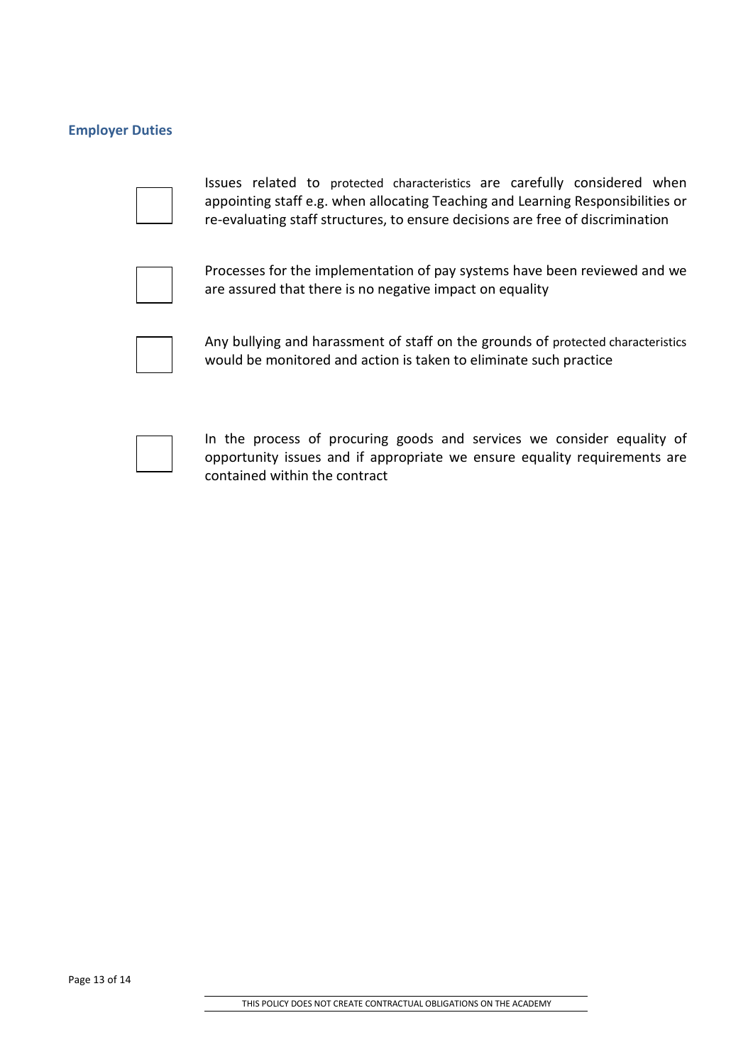## Employer Duties

- [ ] Issues related to protected characteristics are carefully considered when appointing staff e.g. when allocating Teaching and Learning Responsibilities or re-evaluating staff structures, to ensure decisions are free of discrimination

- [ ] Processes for the implementation of pay systems have been reviewed and we are assured that there is no negative impact on equality

- [ ] Any bullying and harassment of staff on the grounds of protected characteristics would be monitored and action is taken to eliminate such practice

- [ ] In the process of procuring goods and services we consider equality of opportunity issues and if appropriate we ensure equality requirements are contained within the contract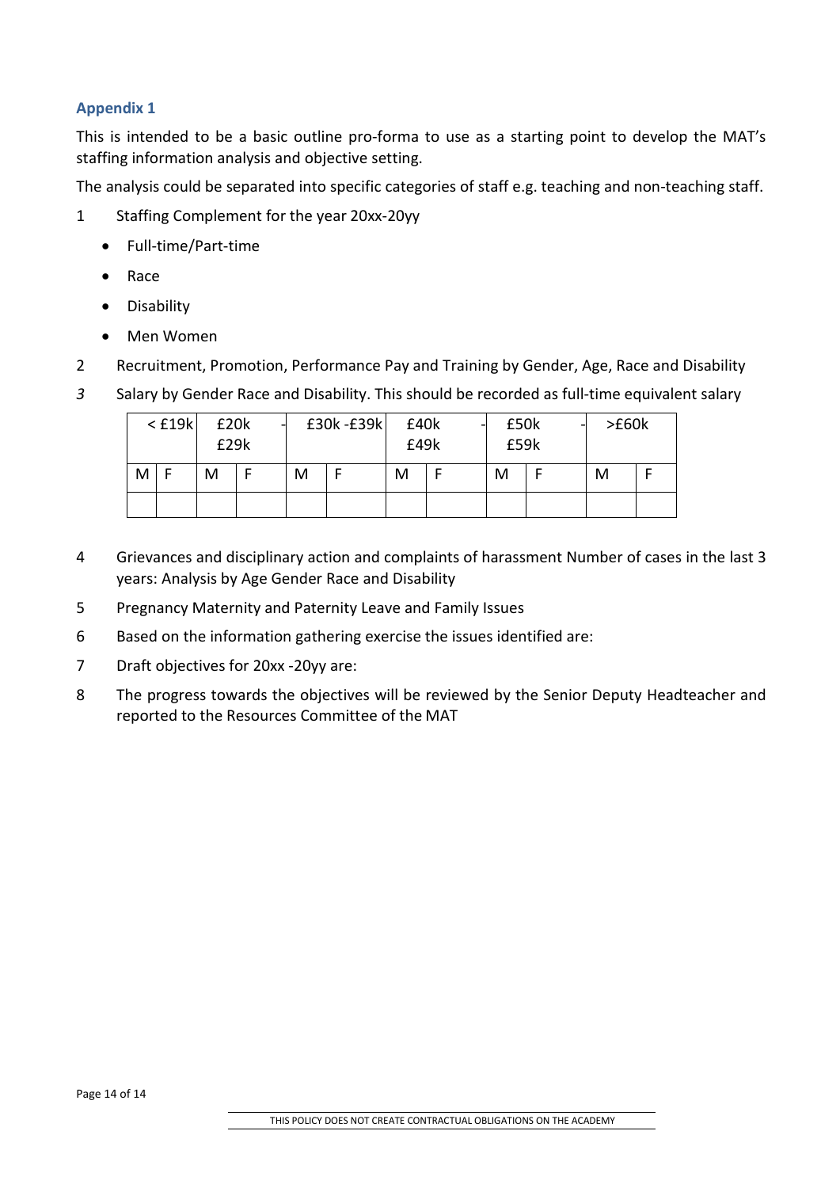## Appendix 1

This is intended to be a basic outline pro-forma to use as a starting point to develop the MAT's staffing information analysis and objective setting.

The analysis could be separated into specific categories of staff e.g. teaching and non-teaching staff.

1 Staffing Complement for the year 20xx-20yy

- Full-time/Part-time
- Race
- Disability
- Men Women

2 Recruitment, Promotion, Performance Pay and Training by Gender, Age, Race and Disability

*3* Salary by Gender Race and Disability. This should be recorded as full-time equivalent salary

| < £19k | | £20k - £29k | | £30k -£39k | | £40k - £49k | | £50k - £59k | | >£60k | |
|---|---|---|---|---|---|---|---|---|---|---|---|
| M | F | M | F | M | F | M | F | M | F | M | F |
| | | | | | | | | | | | |

4 Grievances and disciplinary action and complaints of harassment Number of cases in the last 3 years: Analysis by Age Gender Race and Disability

5 Pregnancy Maternity and Paternity Leave and Family Issues

6 Based on the information gathering exercise the issues identified are:

7 Draft objectives for 20xx -20yy are:

8 The progress towards the objectives will be reviewed by the Senior Deputy Headteacher and reported to the Resources Committee of the MAT